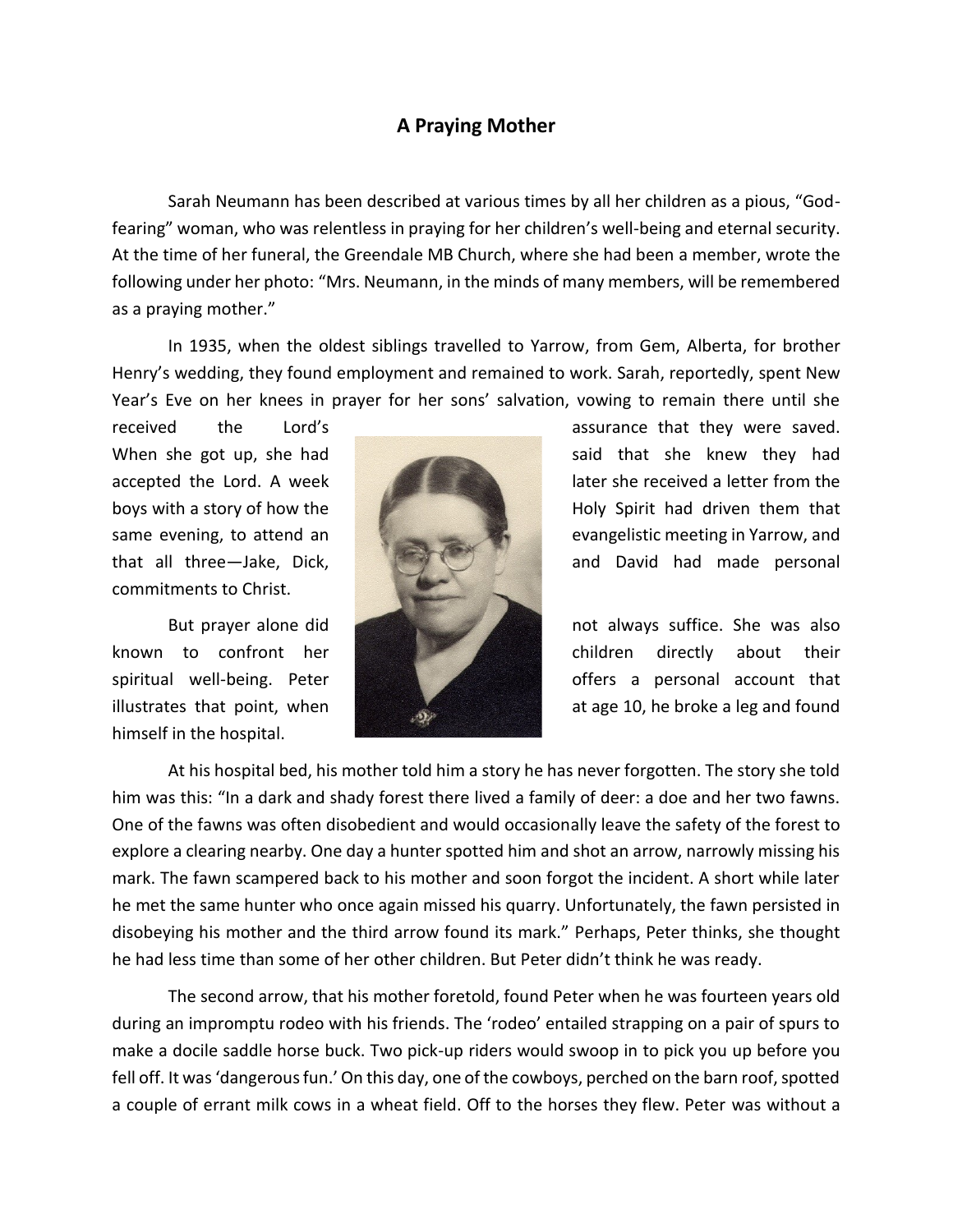## A Praying Mother

Sarah Neumann has been described at various times by all her children as a pious, "God-fearing" woman, who was relentless in praying for her children's well-being and eternal security. At the time of her funeral, the Greendale MB Church, where she had been a member, wrote the following under her photo: "Mrs. Neumann, in the minds of many members, will be remembered as a praying mother."

In 1935, when the oldest siblings travelled to Yarrow, from Gem, Alberta, for brother Henry's wedding, they found employment and remained to work. Sarah, reportedly, spent New Year's Eve on her knees in prayer for her sons' salvation, vowing to remain there until she received the Lord's assurance that they were saved. When she got up, she had said that she knew they had accepted the Lord. A week later she received a letter from the boys with a story of how the Holy Spirit had driven them that same evening, to attend an evangelistic meeting in Yarrow, and that all three—Jake, Dick, and David had made personal commitments to Christ.

But prayer alone did not always suffice. She was also known to confront her children directly about their spiritual well-being. Peter offers a personal account that illustrates that point, when at age 10, he broke a leg and found himself in the hospital.

At his hospital bed, his mother told him a story he has never forgotten. The story she told him was this: "In a dark and shady forest there lived a family of deer: a doe and her two fawns. One of the fawns was often disobedient and would occasionally leave the safety of the forest to explore a clearing nearby. One day a hunter spotted him and shot an arrow, narrowly missing his mark. The fawn scampered back to his mother and soon forgot the incident. A short while later he met the same hunter who once again missed his quarry. Unfortunately, the fawn persisted in disobeying his mother and the third arrow found its mark." Perhaps, Peter thinks, she thought he had less time than some of her other children. But Peter didn't think he was ready.

The second arrow, that his mother foretold, found Peter when he was fourteen years old during an impromptu rodeo with his friends. The 'rodeo' entailed strapping on a pair of spurs to make a docile saddle horse buck. Two pick-up riders would swoop in to pick you up before you fell off. It was 'dangerous fun.' On this day, one of the cowboys, perched on the barn roof, spotted a couple of errant milk cows in a wheat field. Off to the horses they flew. Peter was without a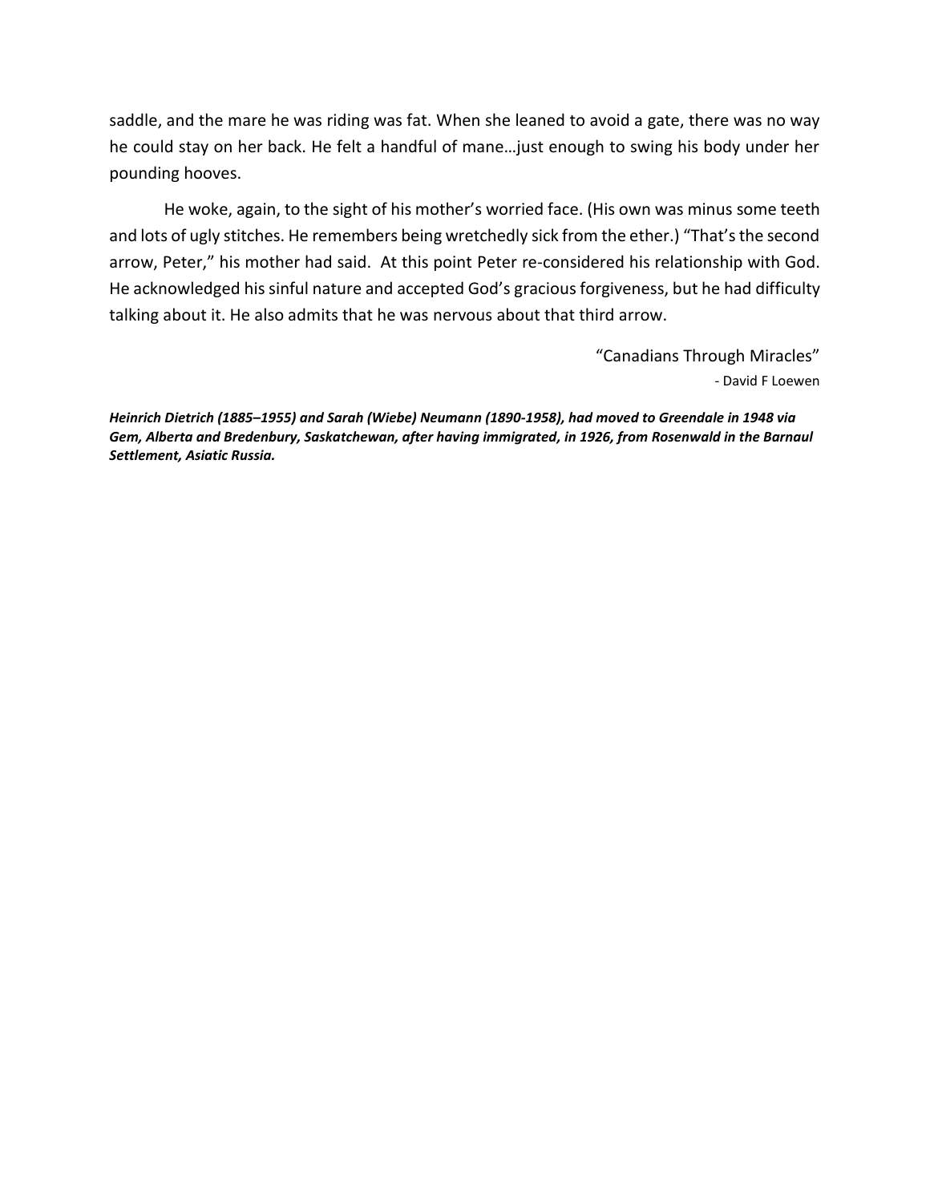saddle, and the mare he was riding was fat. When she leaned to avoid a gate, there was no way he could stay on her back. He felt a handful of mane…just enough to swing his body under her pounding hooves.

He woke, again, to the sight of his mother's worried face. (His own was minus some teeth and lots of ugly stitches. He remembers being wretchedly sick from the ether.) "That's the second arrow, Peter," his mother had said. At this point Peter re-considered his relationship with God. He acknowledged his sinful nature and accepted God's gracious forgiveness, but he had difficulty talking about it. He also admits that he was nervous about that third arrow.

"Canadians Through Miracles"
- David F Loewen

***Heinrich Dietrich (1885–1955) and Sarah (Wiebe) Neumann (1890-1958), had moved to Greendale in 1948 via Gem, Alberta and Bredenbury, Saskatchewan, after having immigrated, in 1926, from Rosenwald in the Barnaul Settlement, Asiatic Russia.***